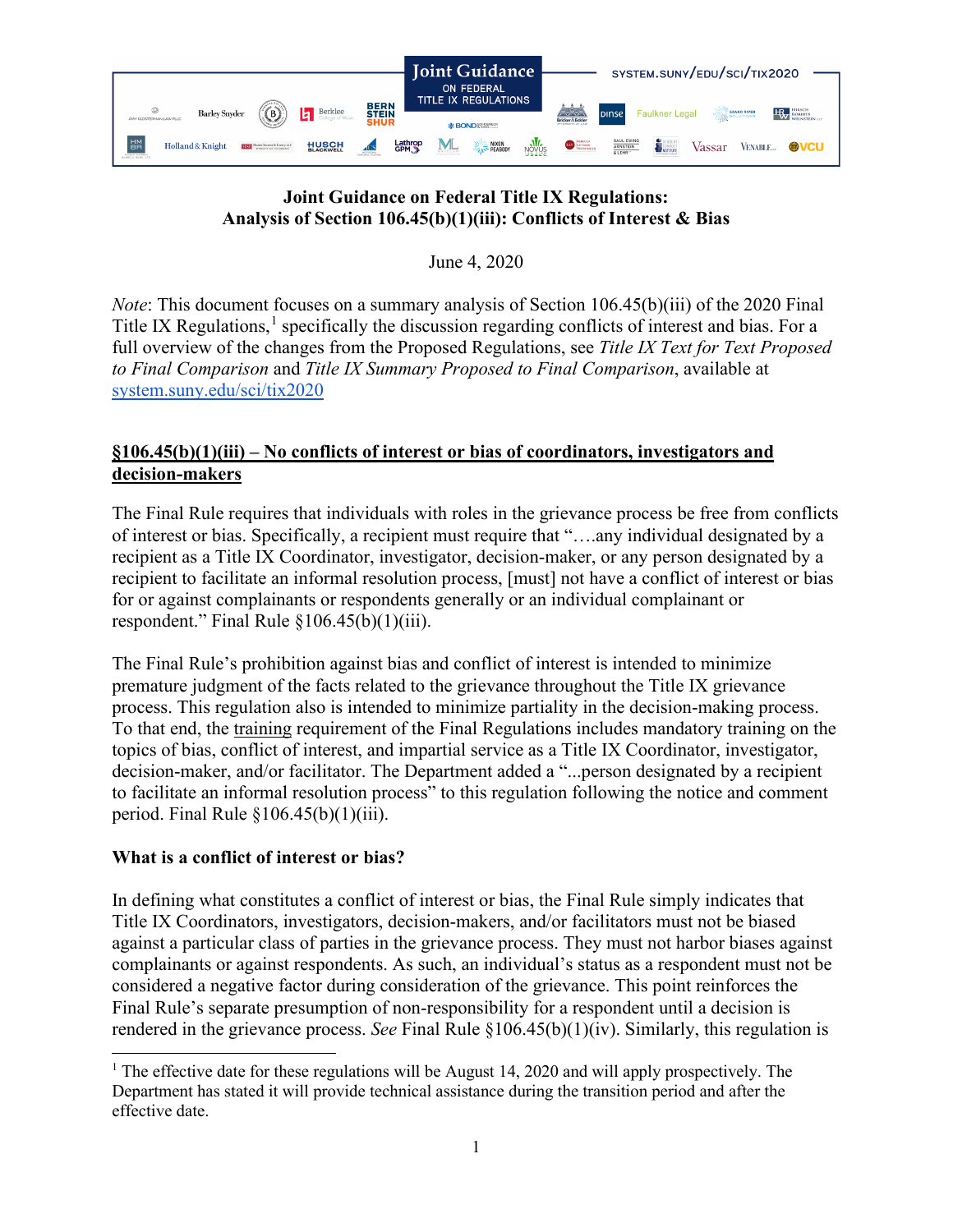Joint Guidance on Federal Title IX Regulations

system.suny/edu/sci/tix2020

**Joint Guidance on Federal Title IX Regulations:**
**Analysis of Section 106.45(b)(1)(iii): Conflicts of Interest & Bias**

June 4, 2020

*Note*: This document focuses on a summary analysis of Section 106.45(b)(iii) of the 2020 Final Title IX Regulations,[1] specifically the discussion regarding conflicts of interest and bias. For a full overview of the changes from the Proposed Regulations, see *Title IX Text for Text Proposed to Final Comparison* and *Title IX Summary Proposed to Final Comparison*, available at [system.suny.edu/sci/tix2020](system.suny.edu/sci/tix2020)

## §106.45(b)(1)(iii) – No conflicts of interest or bias of coordinators, investigators and decision-makers

The Final Rule requires that individuals with roles in the grievance process be free from conflicts of interest or bias. Specifically, a recipient must require that "….any individual designated by a recipient as a Title IX Coordinator, investigator, decision-maker, or any person designated by a recipient to facilitate an informal resolution process, [must] not have a conflict of interest or bias for or against complainants or respondents generally or an individual complainant or respondent." Final Rule §106.45(b)(1)(iii).

The Final Rule's prohibition against bias and conflict of interest is intended to minimize premature judgment of the facts related to the grievance throughout the Title IX grievance process. This regulation also is intended to minimize partiality in the decision-making process. To that end, the training requirement of the Final Regulations includes mandatory training on the topics of bias, conflict of interest, and impartial service as a Title IX Coordinator, investigator, decision-maker, and/or facilitator. The Department added a "...person designated by a recipient to facilitate an informal resolution process" to this regulation following the notice and comment period. Final Rule §106.45(b)(1)(iii).

### What is a conflict of interest or bias?

In defining what constitutes a conflict of interest or bias, the Final Rule simply indicates that Title IX Coordinators, investigators, decision-makers, and/or facilitators must not be biased against a particular class of parties in the grievance process. They must not harbor biases against complainants or against respondents. As such, an individual's status as a respondent must not be considered a negative factor during consideration of the grievance. This point reinforces the Final Rule's separate presumption of non-responsibility for a respondent until a decision is rendered in the grievance process. *See* Final Rule §106.45(b)(1)(iv). Similarly, this regulation is

[1] The effective date for these regulations will be August 14, 2020 and will apply prospectively. The Department has stated it will provide technical assistance during the transition period and after the effective date.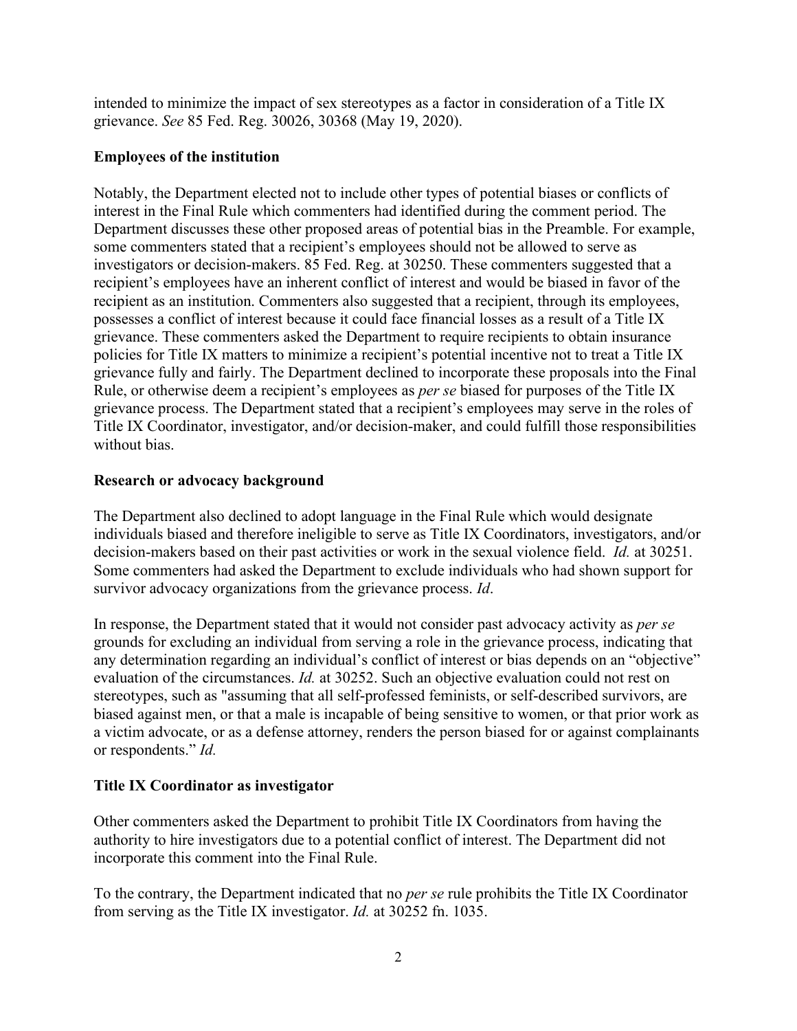intended to minimize the impact of sex stereotypes as a factor in consideration of a Title IX grievance. *See* 85 Fed. Reg. 30026, 30368 (May 19, 2020).

**Employees of the institution**

Notably, the Department elected not to include other types of potential biases or conflicts of interest in the Final Rule which commenters had identified during the comment period. The Department discusses these other proposed areas of potential bias in the Preamble. For example, some commenters stated that a recipient's employees should not be allowed to serve as investigators or decision-makers. 85 Fed. Reg. at 30250. These commenters suggested that a recipient's employees have an inherent conflict of interest and would be biased in favor of the recipient as an institution. Commenters also suggested that a recipient, through its employees, possesses a conflict of interest because it could face financial losses as a result of a Title IX grievance. These commenters asked the Department to require recipients to obtain insurance policies for Title IX matters to minimize a recipient's potential incentive not to treat a Title IX grievance fully and fairly. The Department declined to incorporate these proposals into the Final Rule, or otherwise deem a recipient's employees as *per se* biased for purposes of the Title IX grievance process. The Department stated that a recipient's employees may serve in the roles of Title IX Coordinator, investigator, and/or decision-maker, and could fulfill those responsibilities without bias.

**Research or advocacy background**

The Department also declined to adopt language in the Final Rule which would designate individuals biased and therefore ineligible to serve as Title IX Coordinators, investigators, and/or decision-makers based on their past activities or work in the sexual violence field. *Id.* at 30251. Some commenters had asked the Department to exclude individuals who had shown support for survivor advocacy organizations from the grievance process. *Id*.

In response, the Department stated that it would not consider past advocacy activity as *per se* grounds for excluding an individual from serving a role in the grievance process, indicating that any determination regarding an individual's conflict of interest or bias depends on an "objective" evaluation of the circumstances. *Id.* at 30252. Such an objective evaluation could not rest on stereotypes, such as "assuming that all self-professed feminists, or self-described survivors, are biased against men, or that a male is incapable of being sensitive to women, or that prior work as a victim advocate, or as a defense attorney, renders the person biased for or against complainants or respondents." *Id.*

**Title IX Coordinator as investigator**

Other commenters asked the Department to prohibit Title IX Coordinators from having the authority to hire investigators due to a potential conflict of interest. The Department did not incorporate this comment into the Final Rule.

To the contrary, the Department indicated that no *per se* rule prohibits the Title IX Coordinator from serving as the Title IX investigator. *Id.* at 30252 fn. 1035.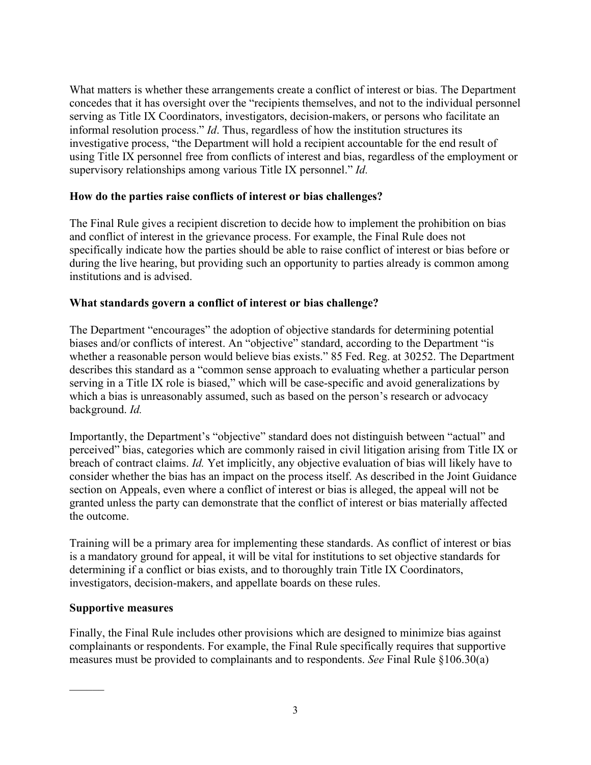What matters is whether these arrangements create a conflict of interest or bias. The Department concedes that it has oversight over the "recipients themselves, and not to the individual personnel serving as Title IX Coordinators, investigators, decision-makers, or persons who facilitate an informal resolution process." *Id*. Thus, regardless of how the institution structures its investigative process, "the Department will hold a recipient accountable for the end result of using Title IX personnel free from conflicts of interest and bias, regardless of the employment or supervisory relationships among various Title IX personnel." *Id.*

### How do the parties raise conflicts of interest or bias challenges?

The Final Rule gives a recipient discretion to decide how to implement the prohibition on bias and conflict of interest in the grievance process. For example, the Final Rule does not specifically indicate how the parties should be able to raise conflict of interest or bias before or during the live hearing, but providing such an opportunity to parties already is common among institutions and is advised.

### What standards govern a conflict of interest or bias challenge?

The Department "encourages" the adoption of objective standards for determining potential biases and/or conflicts of interest. An "objective" standard, according to the Department "is whether a reasonable person would believe bias exists." 85 Fed. Reg. at 30252. The Department describes this standard as a "common sense approach to evaluating whether a particular person serving in a Title IX role is biased," which will be case-specific and avoid generalizations by which a bias is unreasonably assumed, such as based on the person's research or advocacy background. *Id.*

Importantly, the Department's "objective" standard does not distinguish between "actual" and perceived" bias, categories which are commonly raised in civil litigation arising from Title IX or breach of contract claims. *Id.* Yet implicitly, any objective evaluation of bias will likely have to consider whether the bias has an impact on the process itself. As described in the Joint Guidance section on Appeals, even where a conflict of interest or bias is alleged, the appeal will not be granted unless the party can demonstrate that the conflict of interest or bias materially affected the outcome.

Training will be a primary area for implementing these standards. As conflict of interest or bias is a mandatory ground for appeal, it will be vital for institutions to set objective standards for determining if a conflict or bias exists, and to thoroughly train Title IX Coordinators, investigators, decision-makers, and appellate boards on these rules.

### Supportive measures

Finally, the Final Rule includes other provisions which are designed to minimize bias against complainants or respondents. For example, the Final Rule specifically requires that supportive measures must be provided to complainants and to respondents. *See* Final Rule §106.30(a)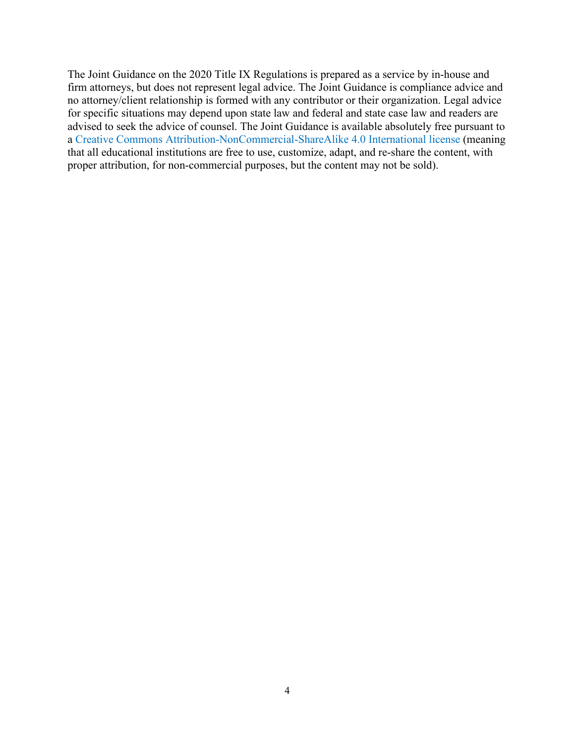The Joint Guidance on the 2020 Title IX Regulations is prepared as a service by in-house and firm attorneys, but does not represent legal advice. The Joint Guidance is compliance advice and no attorney/client relationship is formed with any contributor or their organization. Legal advice for specific situations may depend upon state law and federal and state case law and readers are advised to seek the advice of counsel. The Joint Guidance is available absolutely free pursuant to a Creative Commons Attribution-NonCommercial-ShareAlike 4.0 International license (meaning that all educational institutions are free to use, customize, adapt, and re-share the content, with proper attribution, for non-commercial purposes, but the content may not be sold).